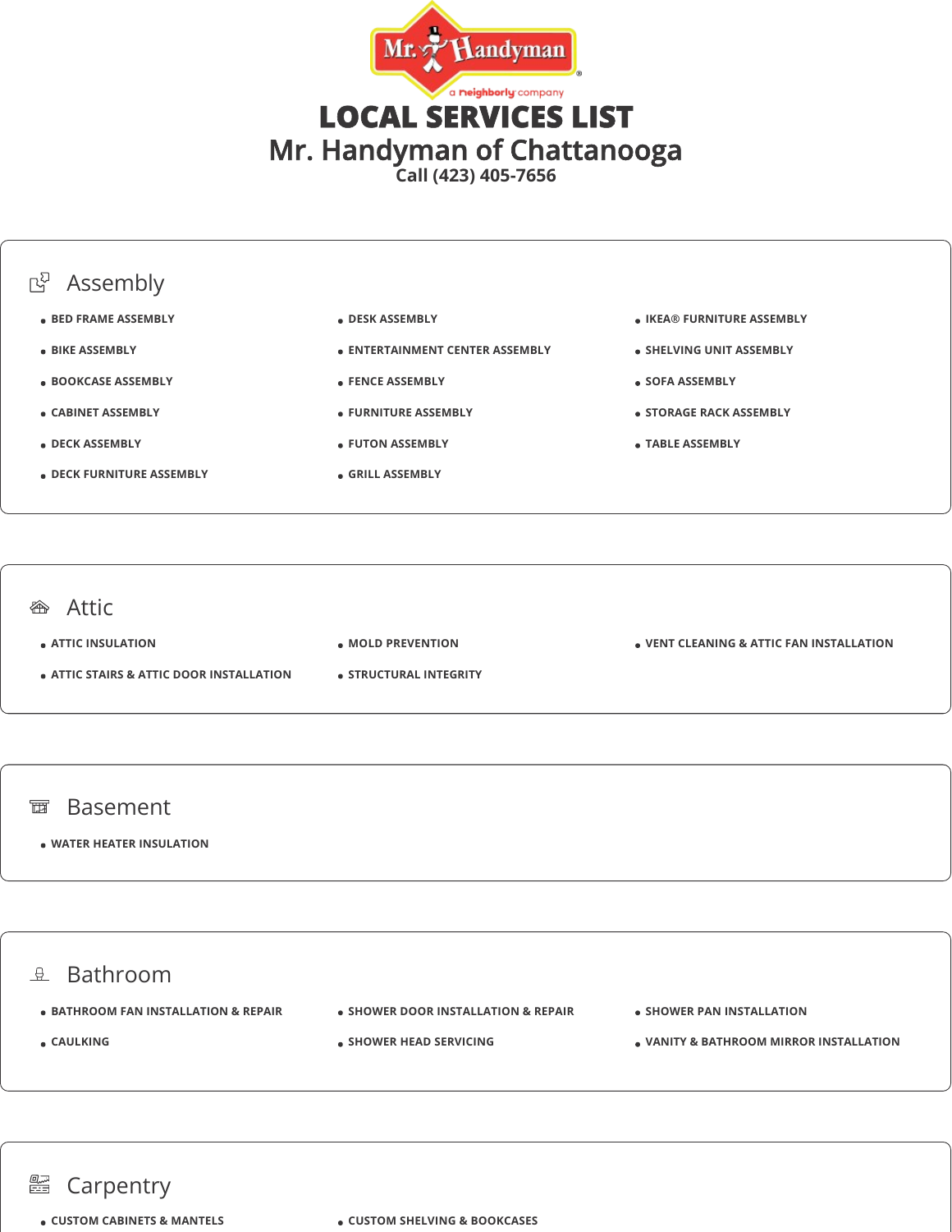# LOCAL SERVICES LIST

## Mr. Handyman of Chattanooga

Call (423) 405-7656

### Assembly

- BED FRAME ASSEMBLY
- BIKE ASSEMBLY
- BOOKCASE ASSEMBLY
- CABINET ASSEMBLY
- DECK ASSEMBLY
- DECK FURNITURE ASSEMBLY
- DESK ASSEMBLY
- ENTERTAINMENT CENTER ASSEMBLY
- FENCE ASSEMBLY
- FURNITURE ASSEMBLY
- FUTON ASSEMBLY
- GRILL ASSEMBLY
- IKEA® FURNITURE ASSEMBLY
- SHELVING UNIT ASSEMBLY
- SOFA ASSEMBLY
- STORAGE RACK ASSEMBLY
- TABLE ASSEMBLY

### Attic

- ATTIC INSULATION
- ATTIC STAIRS & ATTIC DOOR INSTALLATION
- MOLD PREVENTION
- STRUCTURAL INTEGRITY
- VENT CLEANING & ATTIC FAN INSTALLATION

### Basement

- WATER HEATER INSULATION

### Bathroom

- BATHROOM FAN INSTALLATION & REPAIR
- CAULKING
- SHOWER DOOR INSTALLATION & REPAIR
- SHOWER HEAD SERVICING
- SHOWER PAN INSTALLATION
- VANITY & BATHROOM MIRROR INSTALLATION

### Carpentry

- CUSTOM CABINETS & MANTELS
- CUSTOM SHELVING & BOOKCASES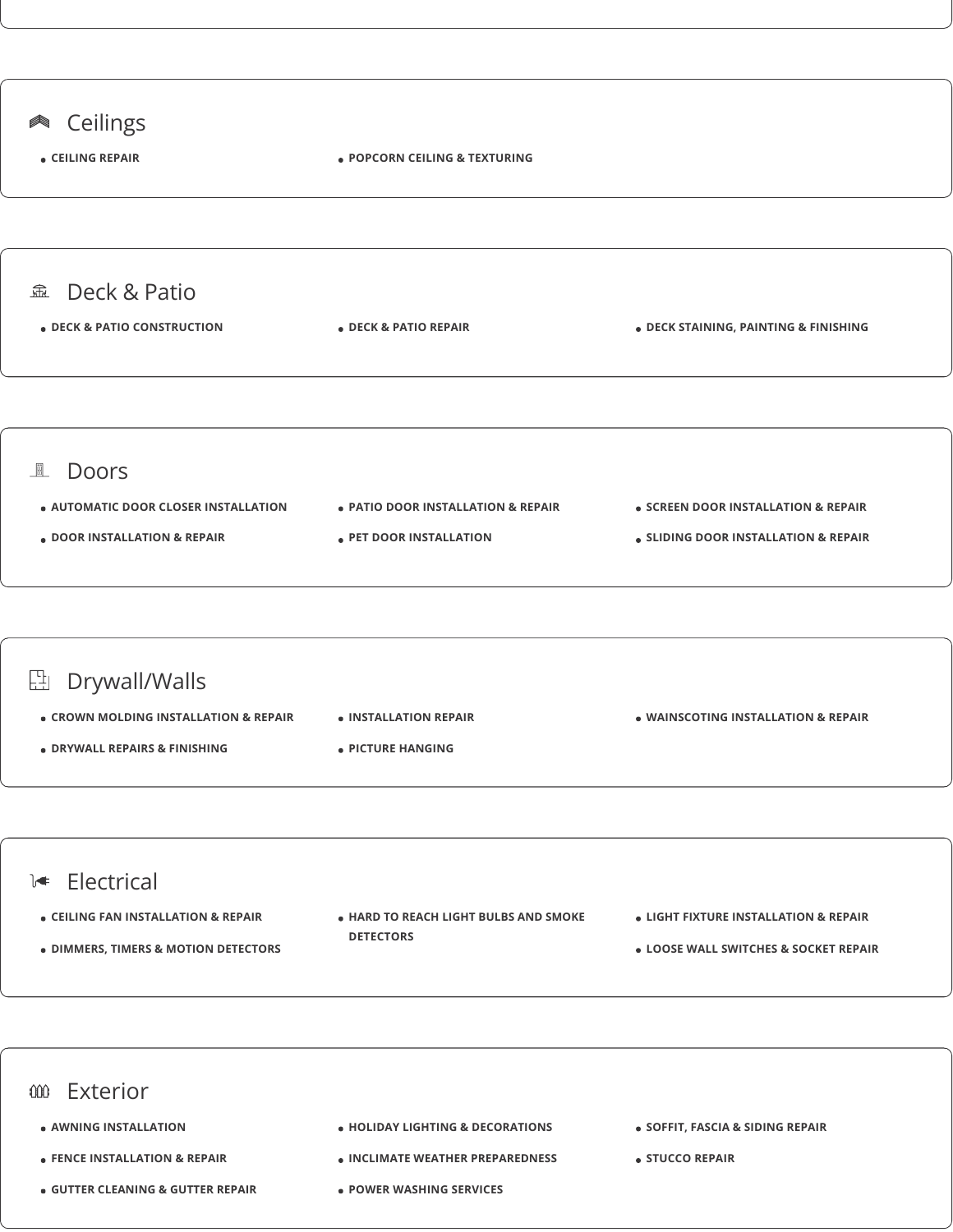## Ceilings

- CEILING REPAIR
- POPCORN CEILING & TEXTURING

## Deck & Patio

- DECK & PATIO CONSTRUCTION
- DECK & PATIO REPAIR
- DECK STAINING, PAINTING & FINISHING

## Doors

- AUTOMATIC DOOR CLOSER INSTALLATION
- DOOR INSTALLATION & REPAIR
- PATIO DOOR INSTALLATION & REPAIR
- PET DOOR INSTALLATION
- SCREEN DOOR INSTALLATION & REPAIR
- SLIDING DOOR INSTALLATION & REPAIR

## Drywall/Walls

- CROWN MOLDING INSTALLATION & REPAIR
- DRYWALL REPAIRS & FINISHING
- INSTALLATION REPAIR
- PICTURE HANGING
- WAINSCOTING INSTALLATION & REPAIR

## Electrical

- CEILING FAN INSTALLATION & REPAIR
- DIMMERS, TIMERS & MOTION DETECTORS
- HARD TO REACH LIGHT BULBS AND SMOKE DETECTORS
- LIGHT FIXTURE INSTALLATION & REPAIR
- LOOSE WALL SWITCHES & SOCKET REPAIR

## Exterior

- AWNING INSTALLATION
- FENCE INSTALLATION & REPAIR
- GUTTER CLEANING & GUTTER REPAIR
- HOLIDAY LIGHTING & DECORATIONS
- INCLIMATE WEATHER PREPAREDNESS
- POWER WASHING SERVICES
- SOFFIT, FASCIA & SIDING REPAIR
- STUCCO REPAIR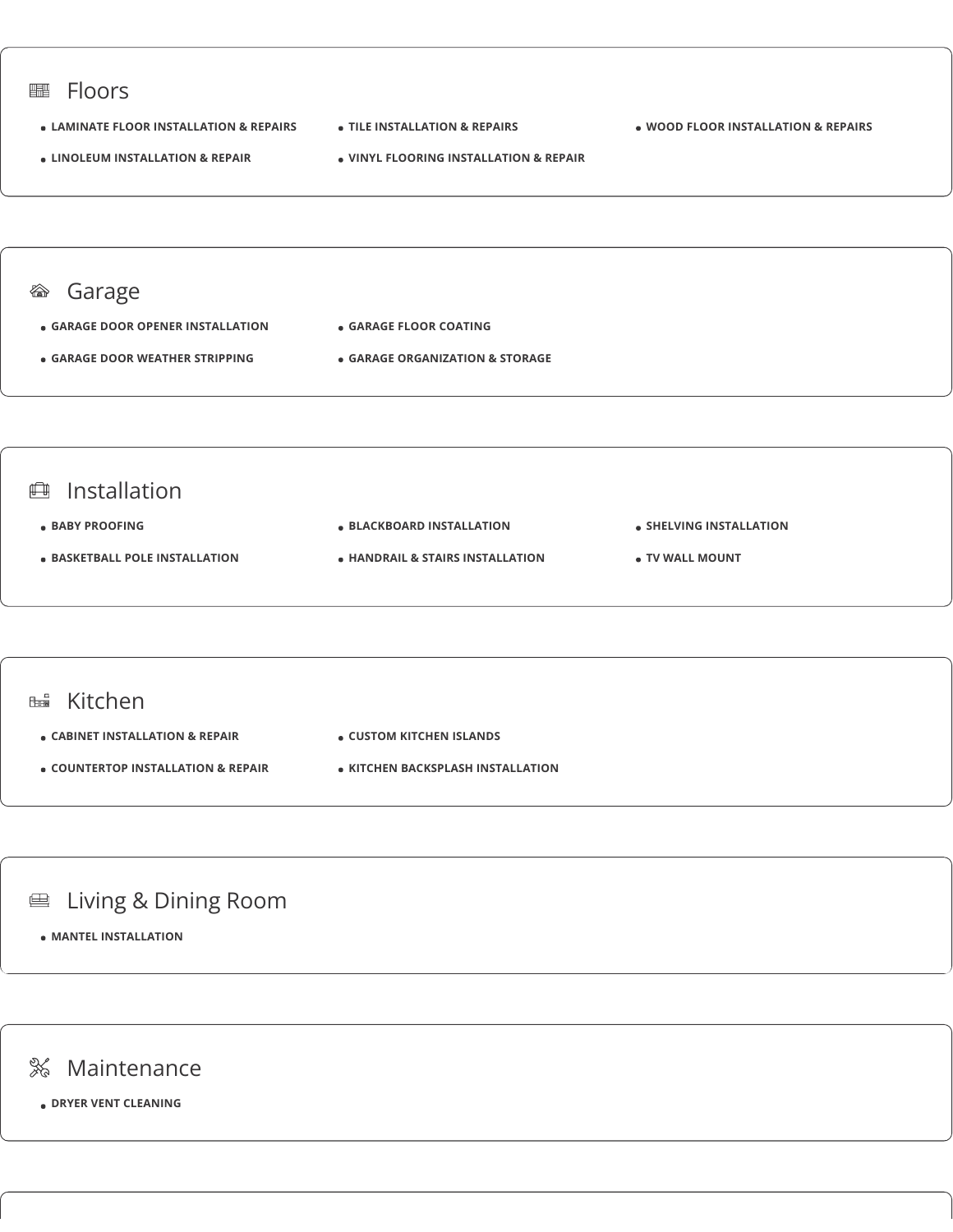## Floors

- LAMINATE FLOOR INSTALLATION & REPAIRS
- TILE INSTALLATION & REPAIRS
- WOOD FLOOR INSTALLATION & REPAIRS
- LINOLEUM INSTALLATION & REPAIR
- VINYL FLOORING INSTALLATION & REPAIR

## Garage

- GARAGE DOOR OPENER INSTALLATION
- GARAGE FLOOR COATING
- GARAGE DOOR WEATHER STRIPPING
- GARAGE ORGANIZATION & STORAGE

## Installation

- BABY PROOFING
- BLACKBOARD INSTALLATION
- SHELVING INSTALLATION
- BASKETBALL POLE INSTALLATION
- HANDRAIL & STAIRS INSTALLATION
- TV WALL MOUNT

## Kitchen

- CABINET INSTALLATION & REPAIR
- CUSTOM KITCHEN ISLANDS
- COUNTERTOP INSTALLATION & REPAIR
- KITCHEN BACKSPLASH INSTALLATION

## Living & Dining Room

- MANTEL INSTALLATION

## Maintenance

- DRYER VENT CLEANING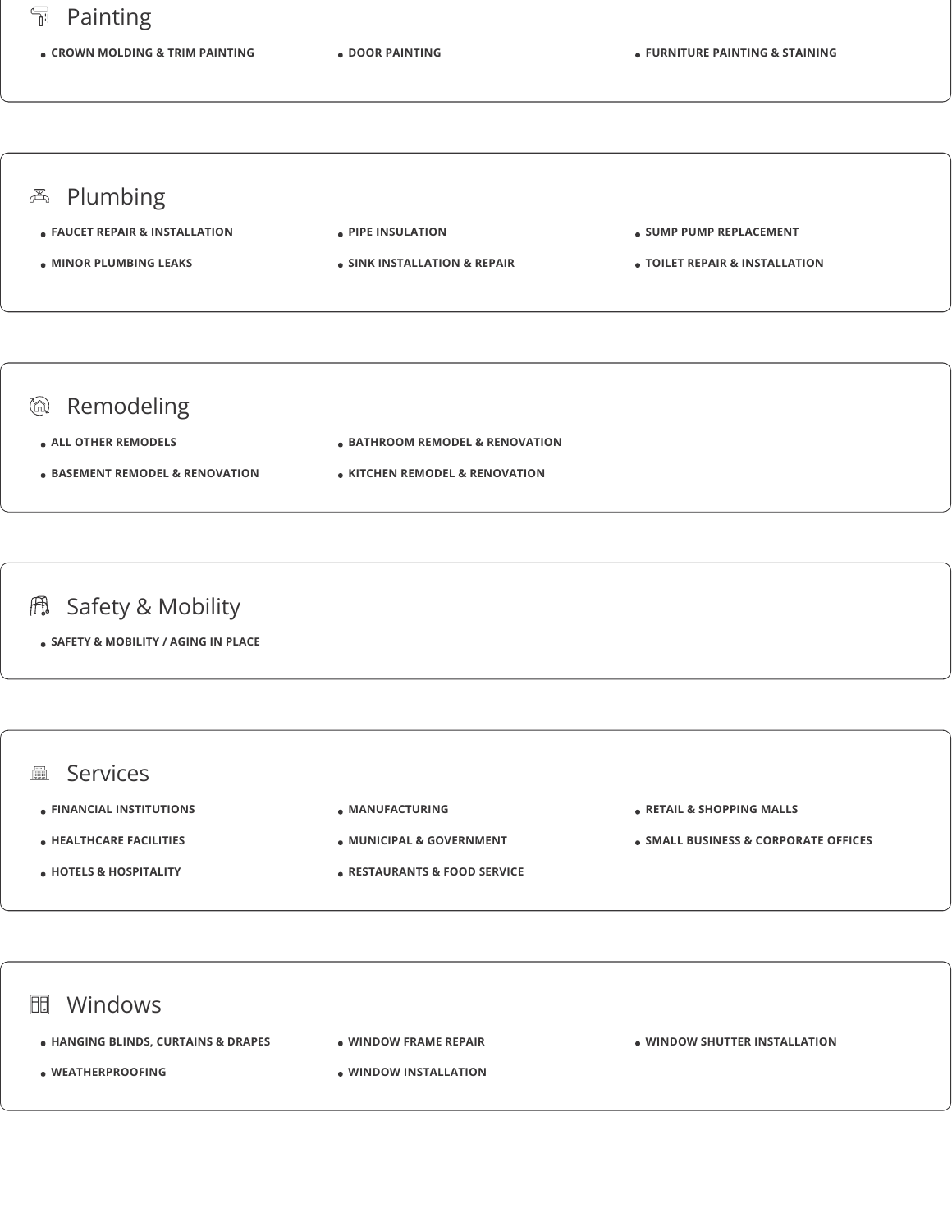## Painting

- CROWN MOLDING & TRIM PAINTING
- DOOR PAINTING
- FURNITURE PAINTING & STAINING

## Plumbing

- FAUCET REPAIR & INSTALLATION
- PIPE INSULATION
- SUMP PUMP REPLACEMENT
- MINOR PLUMBING LEAKS
- SINK INSTALLATION & REPAIR
- TOILET REPAIR & INSTALLATION

## Remodeling

- ALL OTHER REMODELS
- BATHROOM REMODEL & RENOVATION
- BASEMENT REMODEL & RENOVATION
- KITCHEN REMODEL & RENOVATION

## Safety & Mobility

- SAFETY & MOBILITY / AGING IN PLACE

## Services

- FINANCIAL INSTITUTIONS
- MANUFACTURING
- RETAIL & SHOPPING MALLS
- HEALTHCARE FACILITIES
- MUNICIPAL & GOVERNMENT
- SMALL BUSINESS & CORPORATE OFFICES
- HOTELS & HOSPITALITY
- RESTAURANTS & FOOD SERVICE

## Windows

- HANGING BLINDS, CURTAINS & DRAPES
- WINDOW FRAME REPAIR
- WINDOW SHUTTER INSTALLATION
- WEATHERPROOFING
- WINDOW INSTALLATION